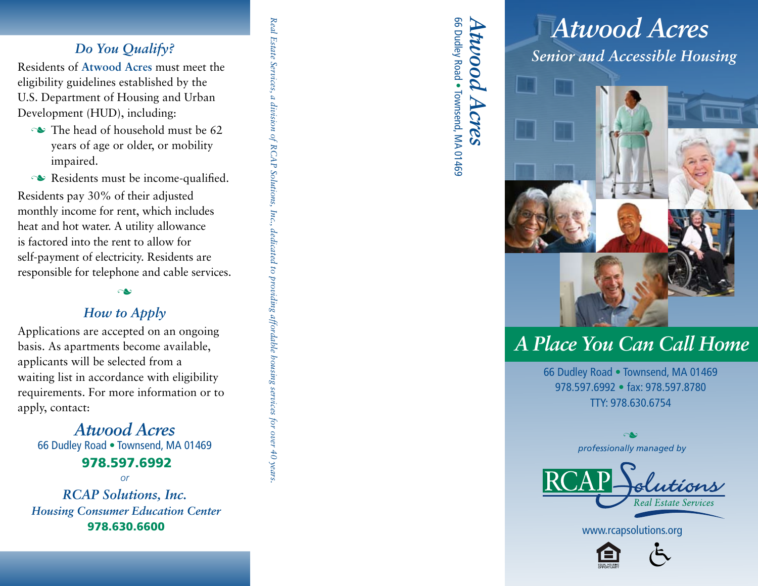## *Do You Qualify?*

Residents of **Atwood Acres** must meet the eligibility guidelines established by the U.S. Department of Housing and Urban Development (HUD), including:

- The head of household must be 62 years of age or older, or mobility impaired.
- Residents must be income-qualified.

Residents pay 30% of their adjusted monthly income for rent, which includes heat and hot water. A utility allowance is factored into the rent to allow for self-payment of electricity. Residents are responsible for telephone and cable services.

## *How to Apply*

Applications are accepted on an ongoing basis. As apartments become available, applicants will be selected from a waiting list in accordance with eligibility requirements. For more information or to apply, contact:

*Atwood Acres*
66 Dudley Road • Townsend, MA 01469
**978.597.6992**

*or*

*RCAP Solutions, Inc.*
*Housing Consumer Education Center*
**978.630.6600**

*Real Estate Services, a division of RCAP Solutions, Inc., dedicated to providing affordable housing services for over 40 years.*

*Atwood Acres*
66 Dudley Road • Townsend, MA 01469

# *Atwood Acres*

## *Senior and Accessible Housing*

## *A Place You Can Call Home*

66 Dudley Road • Townsend, MA 01469
978.597.6992 • fax: 978.597.8780
TTY: 978.630.6754

*professionally managed by*

RCAP Solutions
*Real Estate Services*

www.rcapsolutions.org

EQUAL HOUSING OPPORTUNITY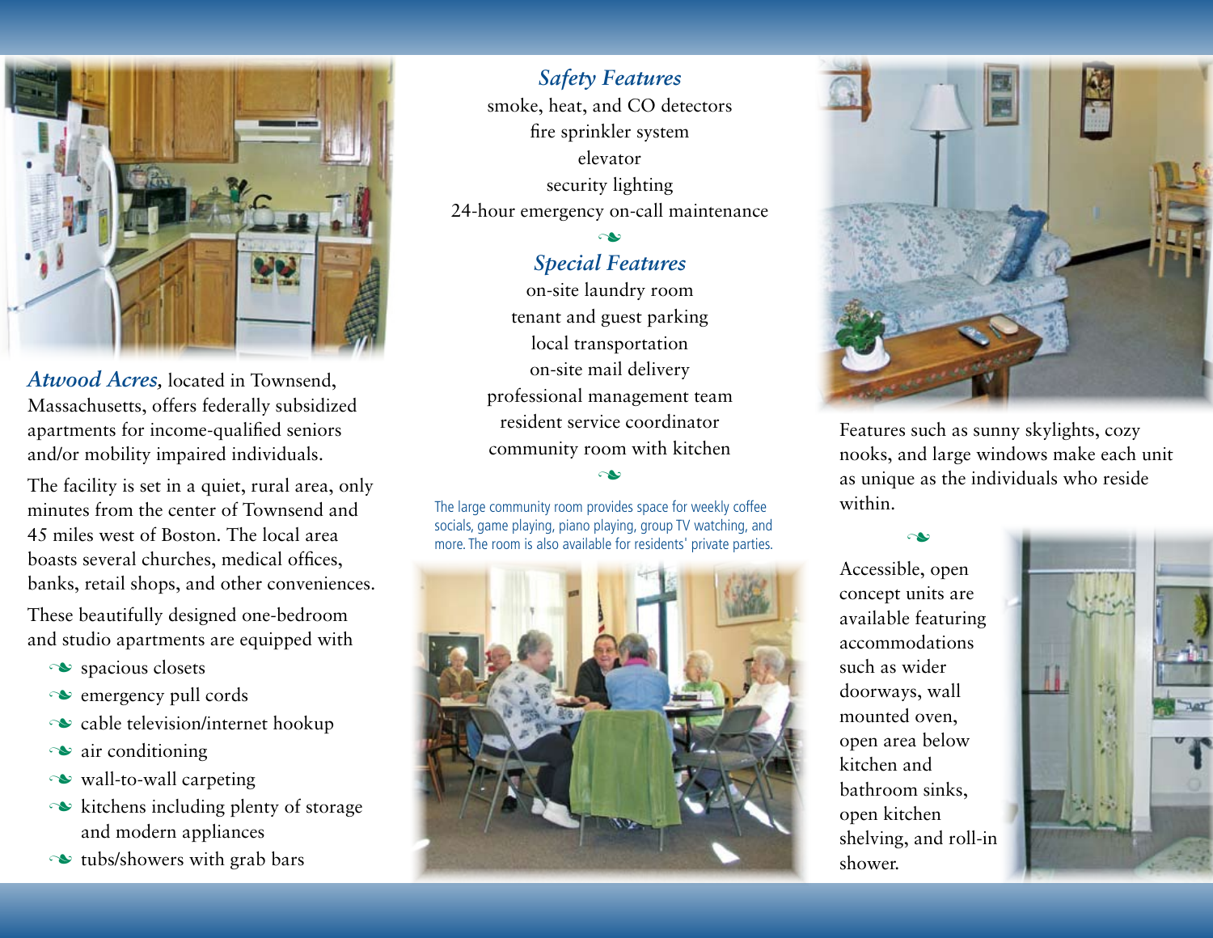*Atwood Acres*, located in Townsend, Massachusetts, offers federally subsidized apartments for income-qualified seniors and/or mobility impaired individuals.

The facility is set in a quiet, rural area, only minutes from the center of Townsend and 45 miles west of Boston. The local area boasts several churches, medical offices, banks, retail shops, and other conveniences.

These beautifully designed one-bedroom and studio apartments are equipped with

- spacious closets
- emergency pull cords
- cable television/internet hookup
- air conditioning
- wall-to-wall carpeting
- kitchens including plenty of storage and modern appliances
- tubs/showers with grab bars

## *Safety Features*

smoke, heat, and CO detectors
fire sprinkler system
elevator
security lighting
24-hour emergency on-call maintenance

## *Special Features*

on-site laundry room
tenant and guest parking
local transportation
on-site mail delivery
professional management team
resident service coordinator
community room with kitchen

The large community room provides space for weekly coffee socials, game playing, piano playing, group TV watching, and more. The room is also available for residents' private parties.

Features such as sunny skylights, cozy nooks, and large windows make each unit as unique as the individuals who reside within.

Accessible, open concept units are available featuring accommodations such as wider doorways, wall mounted oven, open area below kitchen and bathroom sinks, open kitchen shelving, and roll-in shower.